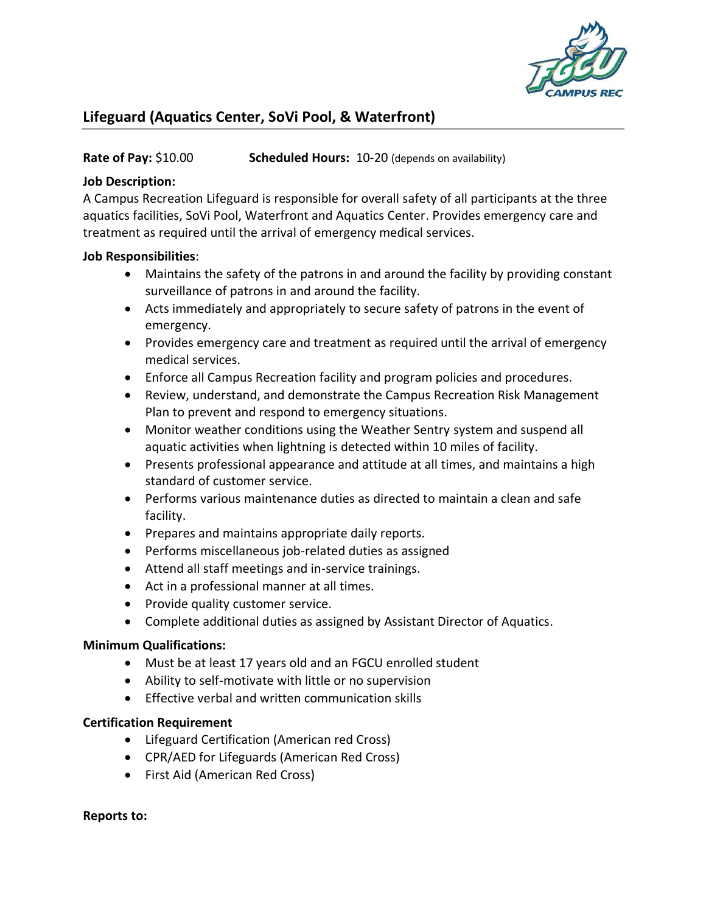## Lifeguard (Aquatics Center, SoVi Pool, & Waterfront)

**Rate of Pay:** $10.00 **Scheduled Hours:** 10-20 (depends on availability)

**Job Description:**

A Campus Recreation Lifeguard is responsible for overall safety of all participants at the three aquatics facilities, SoVi Pool, Waterfront and Aquatics Center. Provides emergency care and treatment as required until the arrival of emergency medical services.

**Job Responsibilities**:

- Maintains the safety of the patrons in and around the facility by providing constant surveillance of patrons in and around the facility.
- Acts immediately and appropriately to secure safety of patrons in the event of emergency.
- Provides emergency care and treatment as required until the arrival of emergency medical services.
- Enforce all Campus Recreation facility and program policies and procedures.
- Review, understand, and demonstrate the Campus Recreation Risk Management Plan to prevent and respond to emergency situations.
- Monitor weather conditions using the Weather Sentry system and suspend all aquatic activities when lightning is detected within 10 miles of facility.
- Presents professional appearance and attitude at all times, and maintains a high standard of customer service.
- Performs various maintenance duties as directed to maintain a clean and safe facility.
- Prepares and maintains appropriate daily reports.
- Performs miscellaneous job-related duties as assigned
- Attend all staff meetings and in-service trainings.
- Act in a professional manner at all times.
- Provide quality customer service.
- Complete additional duties as assigned by Assistant Director of Aquatics.

**Minimum Qualifications:**

- Must be at least 17 years old and an FGCU enrolled student
- Ability to self-motivate with little or no supervision
- Effective verbal and written communication skills

**Certification Requirement**

- Lifeguard Certification (American red Cross)
- CPR/AED for Lifeguards (American Red Cross)
- First Aid (American Red Cross)

**Reports to:**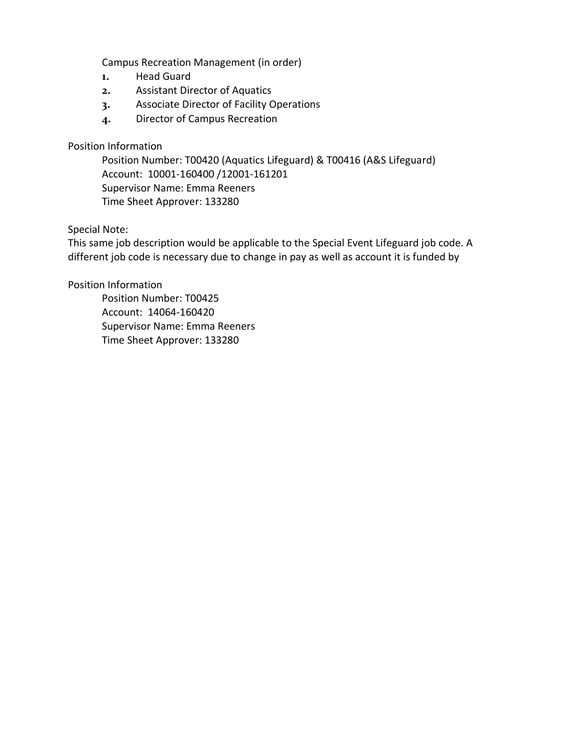Campus Recreation Management (in order)

1. Head Guard
2. Assistant Director of Aquatics
3. Associate Director of Facility Operations
4. Director of Campus Recreation

Position Information

Position Number: T00420 (Aquatics Lifeguard) & T00416 (A&S Lifeguard)
Account: 10001-160400 /12001-161201
Supervisor Name: Emma Reeners
Time Sheet Approver: 133280

Special Note:
This same job description would be applicable to the Special Event Lifeguard job code. A different job code is necessary due to change in pay as well as account it is funded by

Position Information

Position Number: T00425
Account: 14064-160420
Supervisor Name: Emma Reeners
Time Sheet Approver: 133280